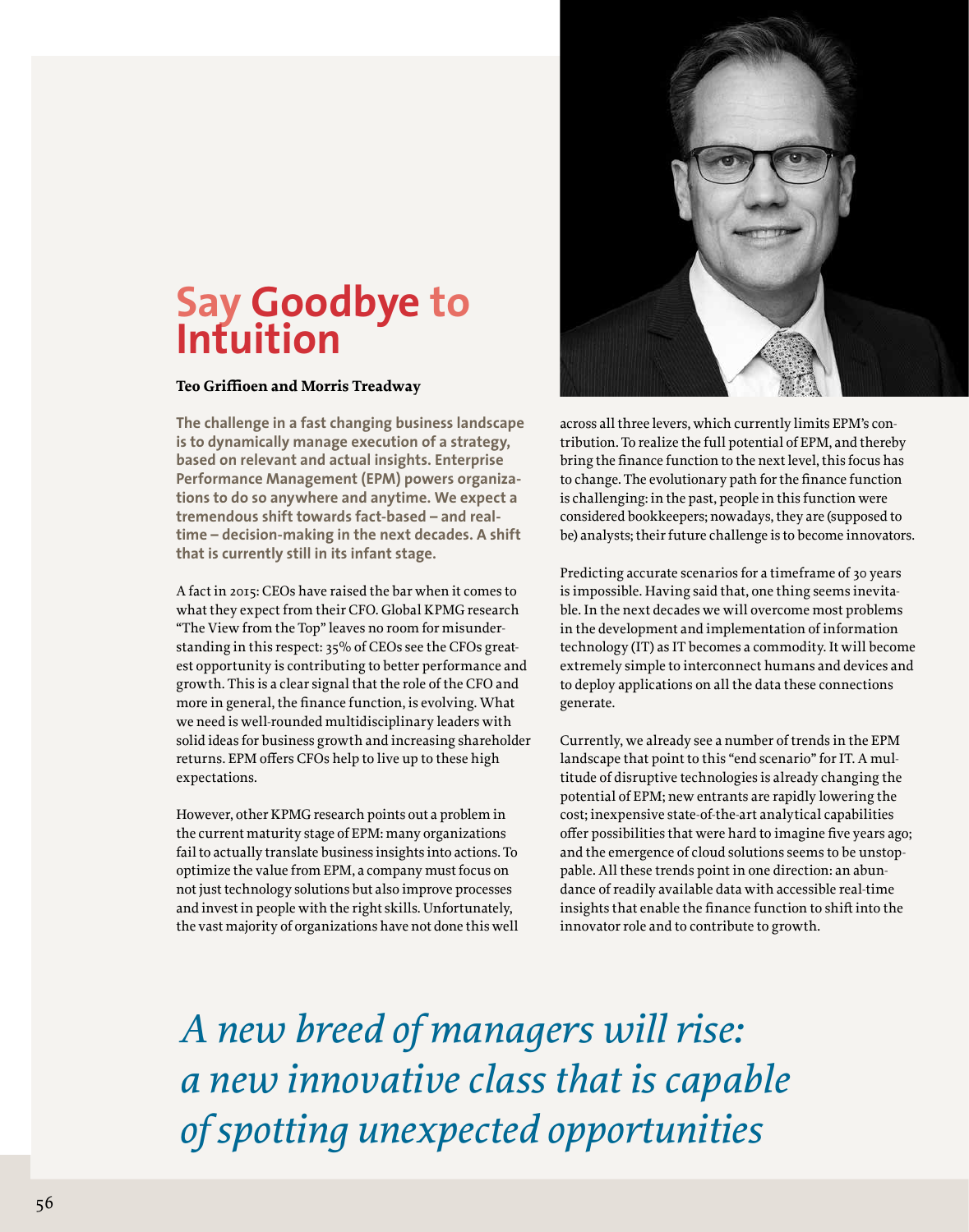# Say Goodbye to Intuition

**Teo Griffioen and Morris Treadway**

**The challenge in a fast changing business landscape is to dynamically manage execution of a strategy, based on relevant and actual insights. Enterprise Performance Management (EPM) powers organizations to do so anywhere and anytime. We expect a tremendous shift towards fact-based – and real-time – decision-making in the next decades. A shift that is currently still in its infant stage.**

A fact in 2015: CEOs have raised the bar when it comes to what they expect from their CFO. Global KPMG research "The View from the Top" leaves no room for misunderstanding in this respect: 35% of CEOs see the CFOs greatest opportunity is contributing to better performance and growth. This is a clear signal that the role of the CFO and more in general, the finance function, is evolving. What we need is well-rounded multidisciplinary leaders with solid ideas for business growth and increasing shareholder returns. EPM offers CFOs help to live up to these high expectations.

However, other KPMG research points out a problem in the current maturity stage of EPM: many organizations fail to actually translate business insights into actions. To optimize the value from EPM, a company must focus on not just technology solutions but also improve processes and invest in people with the right skills. Unfortunately, the vast majority of organizations have not done this well across all three levers, which currently limits EPM's contribution. To realize the full potential of EPM, and thereby bring the finance function to the next level, this focus has to change. The evolutionary path for the finance function is challenging: in the past, people in this function were considered bookkeepers; nowadays, they are (supposed to be) analysts; their future challenge is to become innovators.

Predicting accurate scenarios for a timeframe of 30 years is impossible. Having said that, one thing seems inevitable. In the next decades we will overcome most problems in the development and implementation of information technology (IT) as IT becomes a commodity. It will become extremely simple to interconnect humans and devices and to deploy applications on all the data these connections generate.

Currently, we already see a number of trends in the EPM landscape that point to this "end scenario" for IT. A multitude of disruptive technologies is already changing the potential of EPM; new entrants are rapidly lowering the cost; inexpensive state-of-the-art analytical capabilities offer possibilities that were hard to imagine five years ago; and the emergence of cloud solutions seems to be unstoppable. All these trends point in one direction: an abundance of readily available data with accessible real-time insights that enable the finance function to shift into the innovator role and to contribute to growth.

*A new breed of managers will rise: a new innovative class that is capable of spotting unexpected opportunities*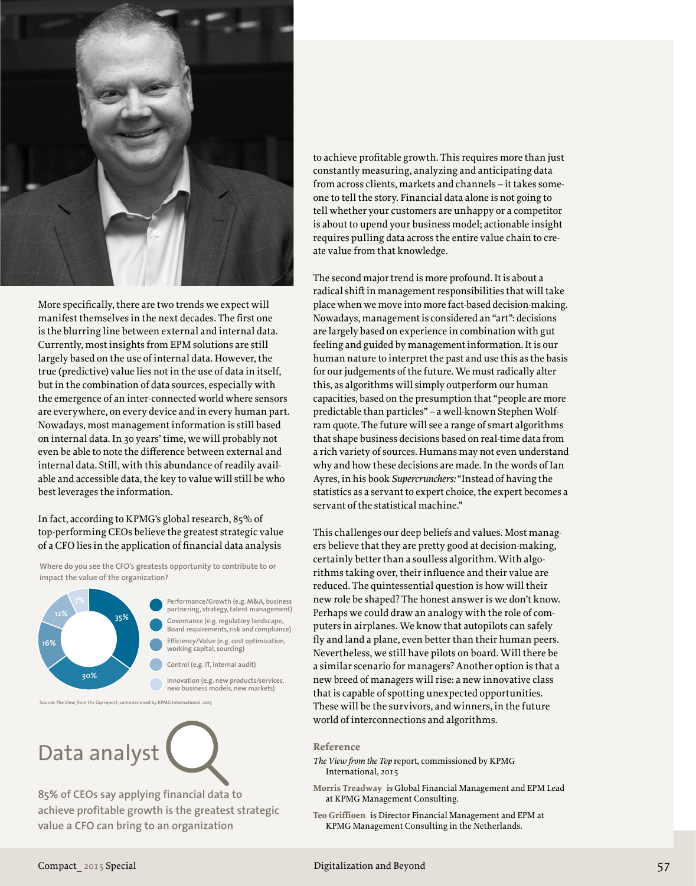More specifically, there are two trends we expect will manifest themselves in the next decades. The first one is the blurring line between external and internal data. Currently, most insights from EPM solutions are still largely based on the use of internal data. However, the true (predictive) value lies not in the use of data in itself, but in the combination of data sources, especially with the emergence of an inter-connected world where sensors are everywhere, on every device and in every human part. Nowadays, most management information is still based on internal data. In 30 years' time, we will probably not even be able to note the difference between external and internal data. Still, with this abundance of readily available and accessible data, the key to value will still be who best leverages the information.

In fact, according to KPMG's global research, 85% of top-performing CEOs believe the greatest strategic value of a CFO lies in the application of financial data analysis to achieve profitable growth. This requires more than just constantly measuring, analyzing and anticipating data from across clients, markets and channels – it takes someone to tell the story. Financial data alone is not going to tell whether your customers are unhappy or a competitor is about to upend your business model; actionable insight requires pulling data across the entire value chain to create value from that knowledge.

Where do you see the CFO's greatests opportunity to contribute to or impact the value of the organization?

35%
30%
16%
12%
7%

Performance/Growth (e.g. M&A, business partnering, strategy, talent management)
Governance (e.g. regulatory landscape, Board requirements, risk and compliance)
Efficiency/Value (e.g. cost optimization, working capital, sourcing)
Control (e.g. IT, internal audit)
Innovation (e.g. new products/services, new business models, new markets)

Source: *The View from the Top* report, commissioned by KPMG International, 2015

## Data analyst

**85% of CEOs say applying financial data to achieve profitable growth is the greatest strategic value a CFO can bring to an organization**

The second major trend is more profound. It is about a radical shift in management responsibilities that will take place when we move into more fact-based decision-making. Nowadays, management is considered an "art": decisions are largely based on experience in combination with gut feeling and guided by management information. It is our human nature to interpret the past and use this as the basis for our judgements of the future. We must radically alter this, as algorithms will simply outperform our human capacities, based on the presumption that "people are more predictable than particles" – a well-known Stephen Wolfram quote. The future will see a range of smart algorithms that shape business decisions based on real-time data from a rich variety of sources. Humans may not even understand why and how these decisions are made. In the words of Ian Ayres, in his book *Supercrunchers:* "Instead of having the statistics as a servant to expert choice, the expert becomes a servant of the statistical machine."

This challenges our deep beliefs and values. Most managers believe that they are pretty good at decision-making, certainly better than a soulless algorithm. With algorithms taking over, their influence and their value are reduced. The quintessential question is how will their new role be shaped? The honest answer is we don't know. Perhaps we could draw an analogy with the role of computers in airplanes. We know that autopilots can safely fly and land a plane, even better than their human peers. Nevertheless, we still have pilots on board. Will there be a similar scenario for managers? Another option is that a new breed of managers will rise: a new innovative class that is capable of spotting unexpected opportunities. These will be the survivors, and winners, in the future world of interconnections and algorithms.

### Reference

*The View from the Top* report, commissioned by KPMG International, 2015

**Morris Treadway** is Global Financial Management and EPM Lead at KPMG Management Consulting.

**Teo Griffioen** is Director Financial Management and EPM at KPMG Management Consulting in the Netherlands.